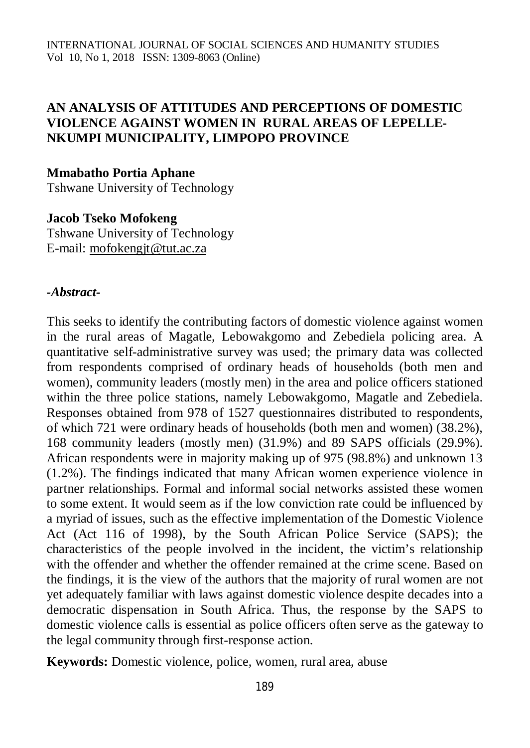# AN ANALYSIS OF ATTITUDES AND PERCEPTIONS OF DOMESTIC VIOLENCE AGAINST WOMEN IN RURAL AREAS OF LEPELLE-NKUMPI MUNICIPALITY, LIMPOPO PROVINCE

**Mmabatho Portia Aphane**
Tshwane University of Technology

**Jacob Tseko Mofokeng**
Tshwane University of Technology
E-mail: mofokengjt@tut.ac.za

***-Abstract-***

This seeks to identify the contributing factors of domestic violence against women in the rural areas of Magatle, Lebowakgomo and Zebediela policing area. A quantitative self-administrative survey was used; the primary data was collected from respondents comprised of ordinary heads of households (both men and women), community leaders (mostly men) in the area and police officers stationed within the three police stations, namely Lebowakgomo, Magatle and Zebediela. Responses obtained from 978 of 1527 questionnaires distributed to respondents, of which 721 were ordinary heads of households (both men and women) (38.2%), 168 community leaders (mostly men) (31.9%) and 89 SAPS officials (29.9%). African respondents were in majority making up of 975 (98.8%) and unknown 13 (1.2%). The findings indicated that many African women experience violence in partner relationships. Formal and informal social networks assisted these women to some extent. It would seem as if the low conviction rate could be influenced by a myriad of issues, such as the effective implementation of the Domestic Violence Act (Act 116 of 1998), by the South African Police Service (SAPS); the characteristics of the people involved in the incident, the victim's relationship with the offender and whether the offender remained at the crime scene. Based on the findings, it is the view of the authors that the majority of rural women are not yet adequately familiar with laws against domestic violence despite decades into a democratic dispensation in South Africa. Thus, the response by the SAPS to domestic violence calls is essential as police officers often serve as the gateway to the legal community through first-response action.

**Keywords:** Domestic violence, police, women, rural area, abuse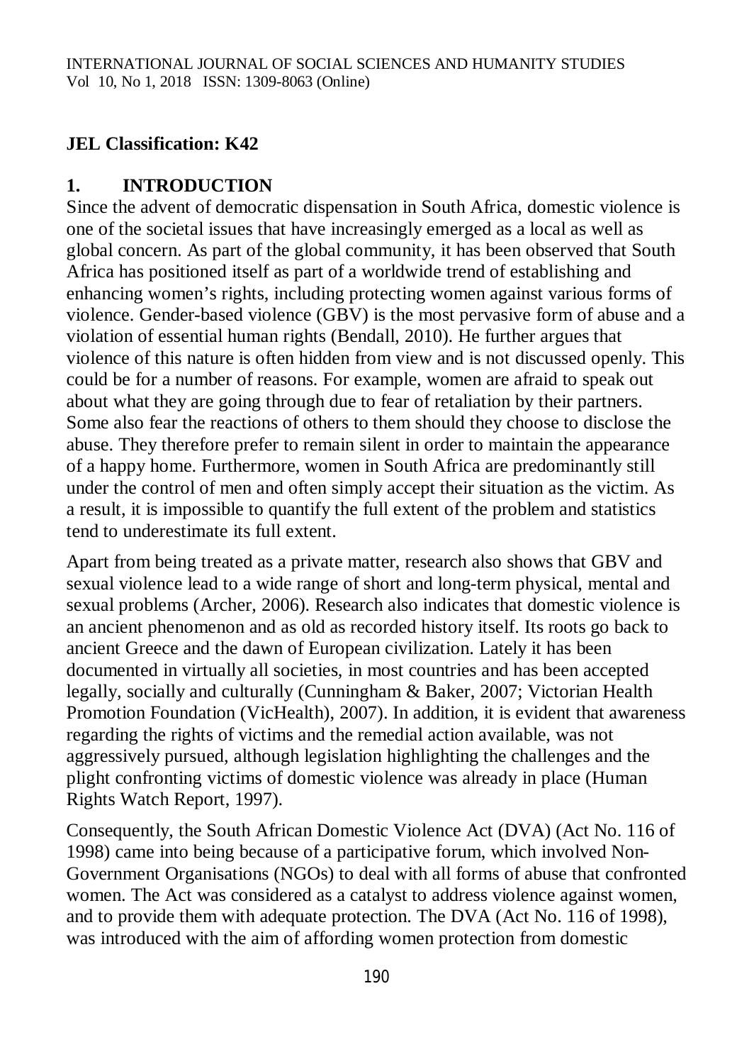**JEL Classification: K42**

## 1. INTRODUCTION

Since the advent of democratic dispensation in South Africa, domestic violence is one of the societal issues that have increasingly emerged as a local as well as global concern. As part of the global community, it has been observed that South Africa has positioned itself as part of a worldwide trend of establishing and enhancing women's rights, including protecting women against various forms of violence. Gender-based violence (GBV) is the most pervasive form of abuse and a violation of essential human rights (Bendall, 2010). He further argues that violence of this nature is often hidden from view and is not discussed openly. This could be for a number of reasons. For example, women are afraid to speak out about what they are going through due to fear of retaliation by their partners. Some also fear the reactions of others to them should they choose to disclose the abuse. They therefore prefer to remain silent in order to maintain the appearance of a happy home. Furthermore, women in South Africa are predominantly still under the control of men and often simply accept their situation as the victim. As a result, it is impossible to quantify the full extent of the problem and statistics tend to underestimate its full extent.

Apart from being treated as a private matter, research also shows that GBV and sexual violence lead to a wide range of short and long-term physical, mental and sexual problems (Archer, 2006). Research also indicates that domestic violence is an ancient phenomenon and as old as recorded history itself. Its roots go back to ancient Greece and the dawn of European civilization. Lately it has been documented in virtually all societies, in most countries and has been accepted legally, socially and culturally (Cunningham & Baker, 2007; Victorian Health Promotion Foundation (VicHealth), 2007). In addition, it is evident that awareness regarding the rights of victims and the remedial action available, was not aggressively pursued, although legislation highlighting the challenges and the plight confronting victims of domestic violence was already in place (Human Rights Watch Report, 1997).

Consequently, the South African Domestic Violence Act (DVA) (Act No. 116 of 1998) came into being because of a participative forum, which involved Non-Government Organisations (NGOs) to deal with all forms of abuse that confronted women. The Act was considered as a catalyst to address violence against women, and to provide them with adequate protection. The DVA (Act No. 116 of 1998), was introduced with the aim of affording women protection from domestic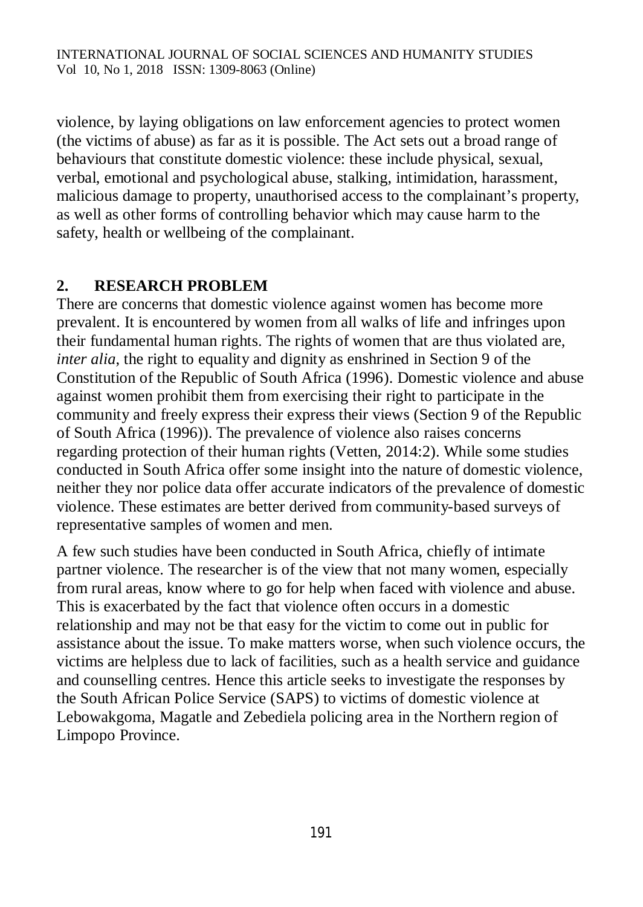violence, by laying obligations on law enforcement agencies to protect women (the victims of abuse) as far as it is possible. The Act sets out a broad range of behaviours that constitute domestic violence: these include physical, sexual, verbal, emotional and psychological abuse, stalking, intimidation, harassment, malicious damage to property, unauthorised access to the complainant's property, as well as other forms of controlling behavior which may cause harm to the safety, health or wellbeing of the complainant.

## 2. RESEARCH PROBLEM

There are concerns that domestic violence against women has become more prevalent. It is encountered by women from all walks of life and infringes upon their fundamental human rights. The rights of women that are thus violated are, *inter alia*, the right to equality and dignity as enshrined in Section 9 of the Constitution of the Republic of South Africa (1996). Domestic violence and abuse against women prohibit them from exercising their right to participate in the community and freely express their express their views (Section 9 of the Republic of South Africa (1996)). The prevalence of violence also raises concerns regarding protection of their human rights (Vetten, 2014:2). While some studies conducted in South Africa offer some insight into the nature of domestic violence, neither they nor police data offer accurate indicators of the prevalence of domestic violence. These estimates are better derived from community-based surveys of representative samples of women and men.

A few such studies have been conducted in South Africa, chiefly of intimate partner violence. The researcher is of the view that not many women, especially from rural areas, know where to go for help when faced with violence and abuse. This is exacerbated by the fact that violence often occurs in a domestic relationship and may not be that easy for the victim to come out in public for assistance about the issue. To make matters worse, when such violence occurs, the victims are helpless due to lack of facilities, such as a health service and guidance and counselling centres. Hence this article seeks to investigate the responses by the South African Police Service (SAPS) to victims of domestic violence at Lebowakgoma, Magatle and Zebediela policing area in the Northern region of Limpopo Province.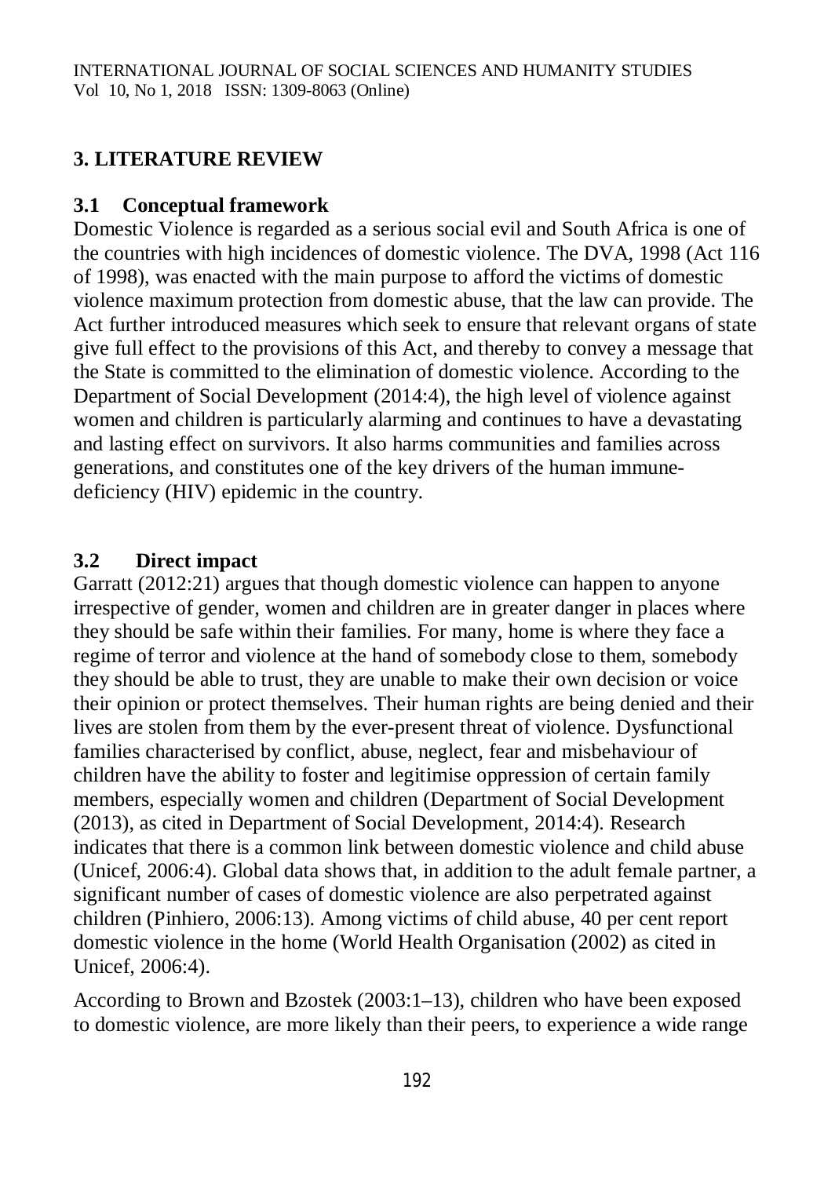## 3. LITERATURE REVIEW

### 3.1 Conceptual framework

Domestic Violence is regarded as a serious social evil and South Africa is one of the countries with high incidences of domestic violence. The DVA, 1998 (Act 116 of 1998), was enacted with the main purpose to afford the victims of domestic violence maximum protection from domestic abuse, that the law can provide. The Act further introduced measures which seek to ensure that relevant organs of state give full effect to the provisions of this Act, and thereby to convey a message that the State is committed to the elimination of domestic violence. According to the Department of Social Development (2014:4), the high level of violence against women and children is particularly alarming and continues to have a devastating and lasting effect on survivors. It also harms communities and families across generations, and constitutes one of the key drivers of the human immune-deficiency (HIV) epidemic in the country.

### 3.2 Direct impact

Garratt (2012:21) argues that though domestic violence can happen to anyone irrespective of gender, women and children are in greater danger in places where they should be safe within their families. For many, home is where they face a regime of terror and violence at the hand of somebody close to them, somebody they should be able to trust, they are unable to make their own decision or voice their opinion or protect themselves. Their human rights are being denied and their lives are stolen from them by the ever-present threat of violence. Dysfunctional families characterised by conflict, abuse, neglect, fear and misbehaviour of children have the ability to foster and legitimise oppression of certain family members, especially women and children (Department of Social Development (2013), as cited in Department of Social Development, 2014:4). Research indicates that there is a common link between domestic violence and child abuse (Unicef, 2006:4). Global data shows that, in addition to the adult female partner, a significant number of cases of domestic violence are also perpetrated against children (Pinhiero, 2006:13). Among victims of child abuse, 40 per cent report domestic violence in the home (World Health Organisation (2002) as cited in Unicef, 2006:4).

According to Brown and Bzostek (2003:1–13), children who have been exposed to domestic violence, are more likely than their peers, to experience a wide range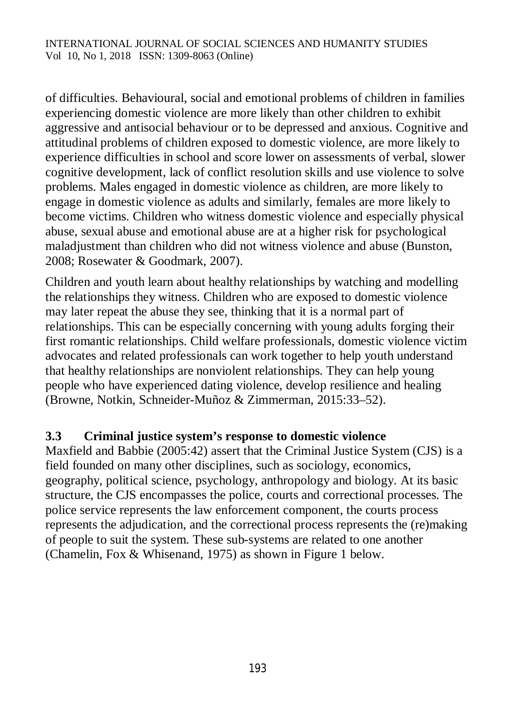of difficulties. Behavioural, social and emotional problems of children in families experiencing domestic violence are more likely than other children to exhibit aggressive and antisocial behaviour or to be depressed and anxious. Cognitive and attitudinal problems of children exposed to domestic violence, are more likely to experience difficulties in school and score lower on assessments of verbal, slower cognitive development, lack of conflict resolution skills and use violence to solve problems. Males engaged in domestic violence as children, are more likely to engage in domestic violence as adults and similarly, females are more likely to become victims. Children who witness domestic violence and especially physical abuse, sexual abuse and emotional abuse are at a higher risk for psychological maladjustment than children who did not witness violence and abuse (Bunston, 2008; Rosewater & Goodmark, 2007).

Children and youth learn about healthy relationships by watching and modelling the relationships they witness. Children who are exposed to domestic violence may later repeat the abuse they see, thinking that it is a normal part of relationships. This can be especially concerning with young adults forging their first romantic relationships. Child welfare professionals, domestic violence victim advocates and related professionals can work together to help youth understand that healthy relationships are nonviolent relationships. They can help young people who have experienced dating violence, develop resilience and healing (Browne, Notkin, Schneider-Muñoz & Zimmerman, 2015:33–52).

### 3.3 Criminal justice system's response to domestic violence

Maxfield and Babbie (2005:42) assert that the Criminal Justice System (CJS) is a field founded on many other disciplines, such as sociology, economics, geography, political science, psychology, anthropology and biology. At its basic structure, the CJS encompasses the police, courts and correctional processes. The police service represents the law enforcement component, the courts process represents the adjudication, and the correctional process represents the (re)making of people to suit the system. These sub-systems are related to one another (Chamelin, Fox & Whisenand, 1975) as shown in Figure 1 below.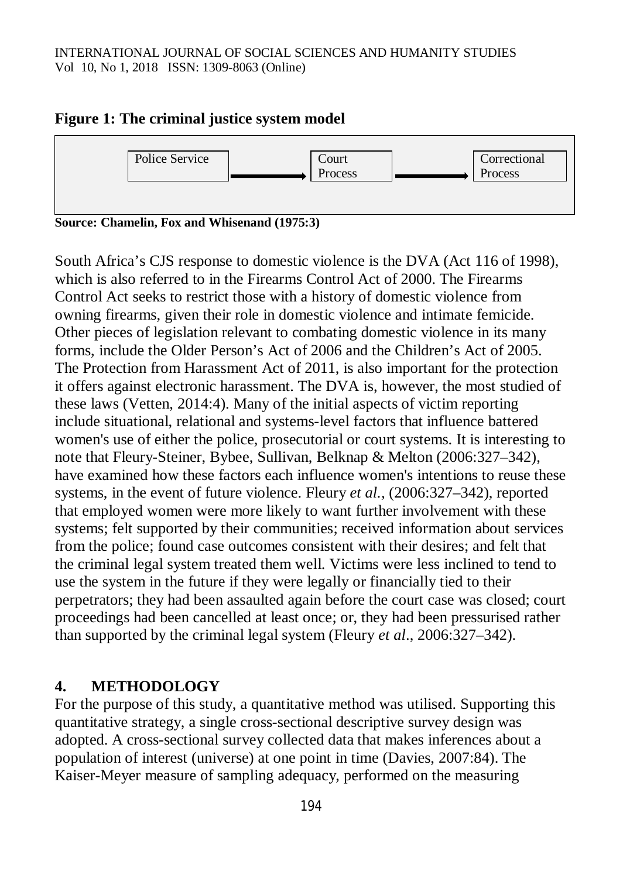**Figure 1: The criminal justice system model**

Police Service → Court Process → Correctional Process

**Source: Chamelin, Fox and Whisenand (1975:3)**

South Africa's CJS response to domestic violence is the DVA (Act 116 of 1998), which is also referred to in the Firearms Control Act of 2000. The Firearms Control Act seeks to restrict those with a history of domestic violence from owning firearms, given their role in domestic violence and intimate femicide. Other pieces of legislation relevant to combating domestic violence in its many forms, include the Older Person's Act of 2006 and the Children's Act of 2005. The Protection from Harassment Act of 2011, is also important for the protection it offers against electronic harassment. The DVA is, however, the most studied of these laws (Vetten, 2014:4). Many of the initial aspects of victim reporting include situational, relational and systems-level factors that influence battered women's use of either the police, prosecutorial or court systems. It is interesting to note that Fleury-Steiner, Bybee, Sullivan, Belknap & Melton (2006:327–342), have examined how these factors each influence women's intentions to reuse these systems, in the event of future violence. Fleury *et al.*, (2006:327–342), reported that employed women were more likely to want further involvement with these systems; felt supported by their communities; received information about services from the police; found case outcomes consistent with their desires; and felt that the criminal legal system treated them well. Victims were less inclined to tend to use the system in the future if they were legally or financially tied to their perpetrators; they had been assaulted again before the court case was closed; court proceedings had been cancelled at least once; or, they had been pressurised rather than supported by the criminal legal system (Fleury *et al*., 2006:327–342).

## 4. METHODOLOGY

For the purpose of this study, a quantitative method was utilised. Supporting this quantitative strategy, a single cross-sectional descriptive survey design was adopted. A cross-sectional survey collected data that makes inferences about a population of interest (universe) at one point in time (Davies, 2007:84). The Kaiser-Meyer measure of sampling adequacy, performed on the measuring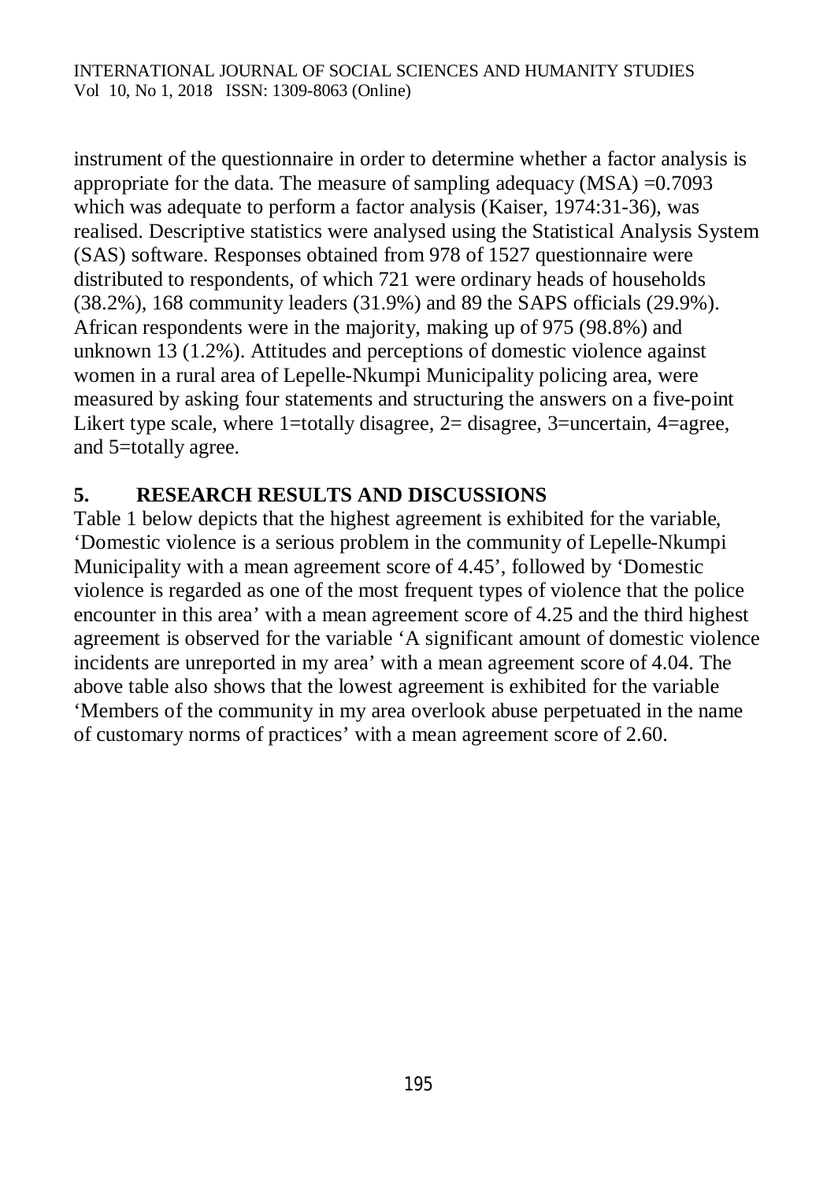instrument of the questionnaire in order to determine whether a factor analysis is appropriate for the data. The measure of sampling adequacy (MSA) =0.7093 which was adequate to perform a factor analysis (Kaiser, 1974:31-36), was realised. Descriptive statistics were analysed using the Statistical Analysis System (SAS) software. Responses obtained from 978 of 1527 questionnaire were distributed to respondents, of which 721 were ordinary heads of households (38.2%), 168 community leaders (31.9%) and 89 the SAPS officials (29.9%). African respondents were in the majority, making up of 975 (98.8%) and unknown 13 (1.2%). Attitudes and perceptions of domestic violence against women in a rural area of Lepelle-Nkumpi Municipality policing area, were measured by asking four statements and structuring the answers on a five-point Likert type scale, where 1=totally disagree, 2= disagree, 3=uncertain, 4=agree, and 5=totally agree.

## 5. RESEARCH RESULTS AND DISCUSSIONS

Table 1 below depicts that the highest agreement is exhibited for the variable, 'Domestic violence is a serious problem in the community of Lepelle-Nkumpi Municipality with a mean agreement score of 4.45', followed by 'Domestic violence is regarded as one of the most frequent types of violence that the police encounter in this area' with a mean agreement score of 4.25 and the third highest agreement is observed for the variable 'A significant amount of domestic violence incidents are unreported in my area' with a mean agreement score of 4.04. The above table also shows that the lowest agreement is exhibited for the variable 'Members of the community in my area overlook abuse perpetuated in the name of customary norms of practices' with a mean agreement score of 2.60.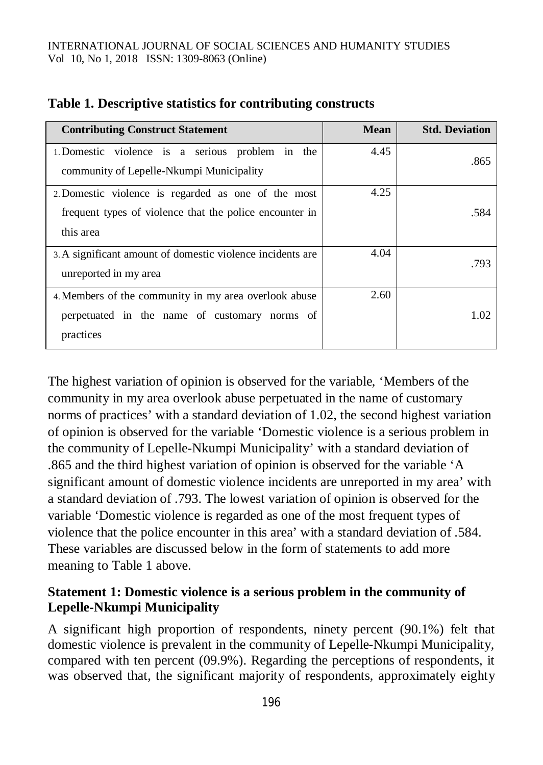**Table 1. Descriptive statistics for contributing constructs**

| Contributing Construct Statement | Mean | Std. Deviation |
|---|---|---|
| 1. Domestic violence is a serious problem in the community of Lepelle-Nkumpi Municipality | 4.45 | .865 |
| 2. Domestic violence is regarded as one of the most frequent types of violence that the police encounter in this area | 4.25 | .584 |
| 3. A significant amount of domestic violence incidents are unreported in my area | 4.04 | .793 |
| 4. Members of the community in my area overlook abuse perpetuated in the name of customary norms of practices | 2.60 | 1.02 |

The highest variation of opinion is observed for the variable, 'Members of the community in my area overlook abuse perpetuated in the name of customary norms of practices' with a standard deviation of 1.02, the second highest variation of opinion is observed for the variable 'Domestic violence is a serious problem in the community of Lepelle-Nkumpi Municipality' with a standard deviation of .865 and the third highest variation of opinion is observed for the variable 'A significant amount of domestic violence incidents are unreported in my area' with a standard deviation of .793. The lowest variation of opinion is observed for the variable 'Domestic violence is regarded as one of the most frequent types of violence that the police encounter in this area' with a standard deviation of .584. These variables are discussed below in the form of statements to add more meaning to Table 1 above.

**Statement 1: Domestic violence is a serious problem in the community of Lepelle-Nkumpi Municipality**

A significant high proportion of respondents, ninety percent (90.1%) felt that domestic violence is prevalent in the community of Lepelle-Nkumpi Municipality, compared with ten percent (09.9%). Regarding the perceptions of respondents, it was observed that, the significant majority of respondents, approximately eighty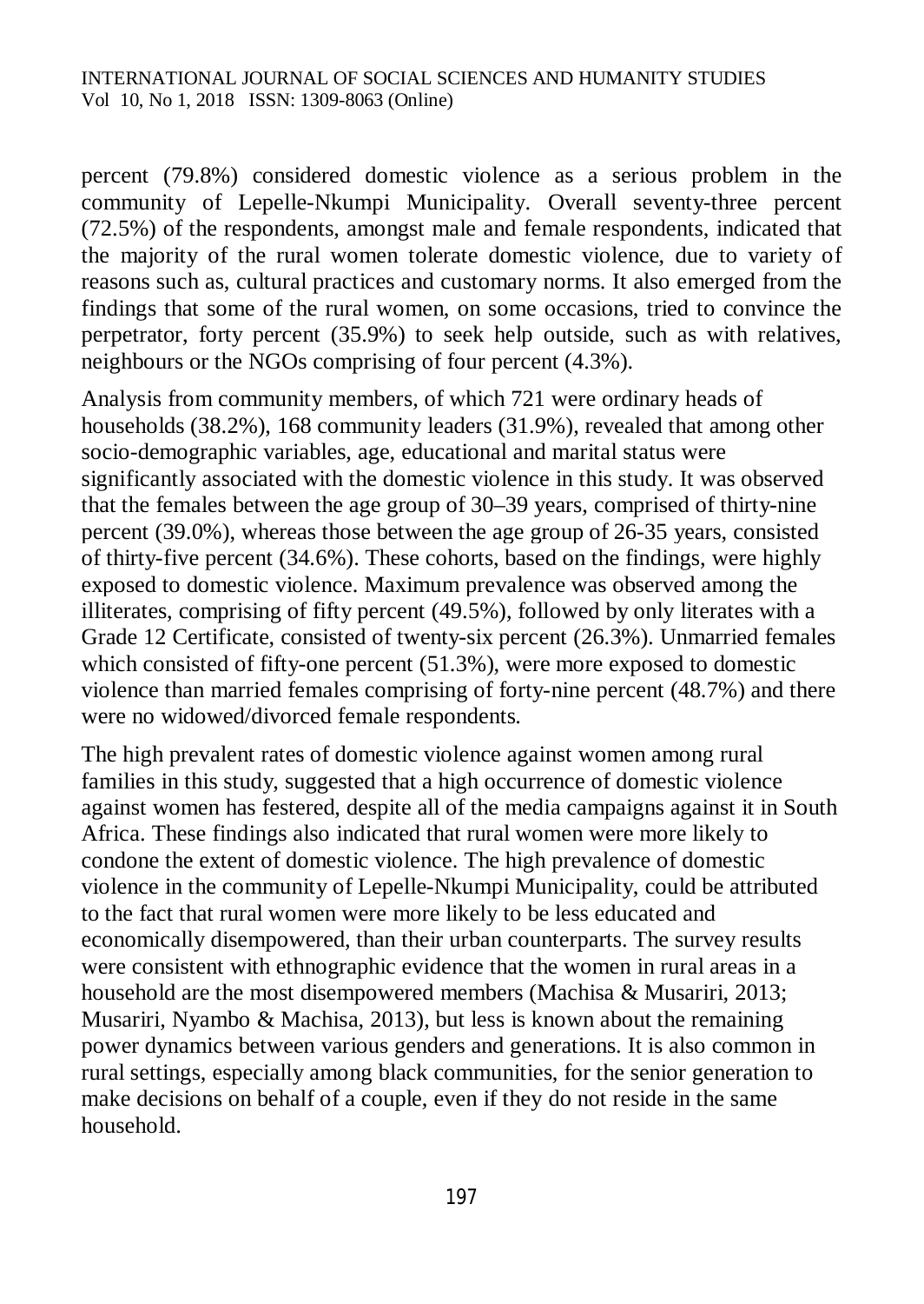percent (79.8%) considered domestic violence as a serious problem in the community of Lepelle-Nkumpi Municipality. Overall seventy-three percent (72.5%) of the respondents, amongst male and female respondents, indicated that the majority of the rural women tolerate domestic violence, due to variety of reasons such as, cultural practices and customary norms. It also emerged from the findings that some of the rural women, on some occasions, tried to convince the perpetrator, forty percent (35.9%) to seek help outside, such as with relatives, neighbours or the NGOs comprising of four percent (4.3%).

Analysis from community members, of which 721 were ordinary heads of households (38.2%), 168 community leaders (31.9%), revealed that among other socio-demographic variables, age, educational and marital status were significantly associated with the domestic violence in this study. It was observed that the females between the age group of 30–39 years, comprised of thirty-nine percent (39.0%), whereas those between the age group of 26-35 years, consisted of thirty-five percent (34.6%). These cohorts, based on the findings, were highly exposed to domestic violence. Maximum prevalence was observed among the illiterates, comprising of fifty percent (49.5%), followed by only literates with a Grade 12 Certificate, consisted of twenty-six percent (26.3%). Unmarried females which consisted of fifty-one percent (51.3%), were more exposed to domestic violence than married females comprising of forty-nine percent (48.7%) and there were no widowed/divorced female respondents.

The high prevalent rates of domestic violence against women among rural families in this study, suggested that a high occurrence of domestic violence against women has festered, despite all of the media campaigns against it in South Africa. These findings also indicated that rural women were more likely to condone the extent of domestic violence. The high prevalence of domestic violence in the community of Lepelle-Nkumpi Municipality, could be attributed to the fact that rural women were more likely to be less educated and economically disempowered, than their urban counterparts. The survey results were consistent with ethnographic evidence that the women in rural areas in a household are the most disempowered members (Machisa & Musariri, 2013; Musariri, Nyambo & Machisa, 2013), but less is known about the remaining power dynamics between various genders and generations. It is also common in rural settings, especially among black communities, for the senior generation to make decisions on behalf of a couple, even if they do not reside in the same household.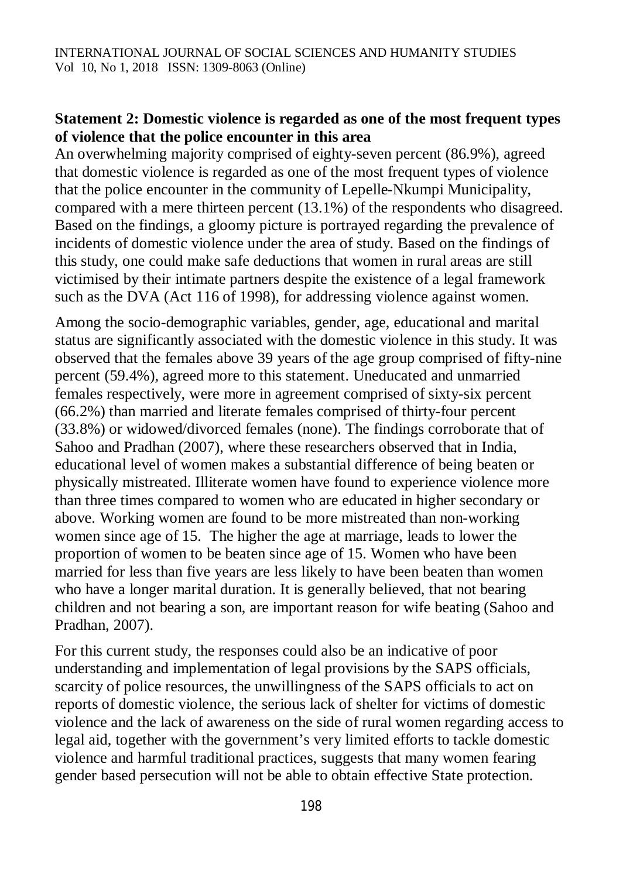**Statement 2: Domestic violence is regarded as one of the most frequent types of violence that the police encounter in this area**

An overwhelming majority comprised of eighty-seven percent (86.9%), agreed that domestic violence is regarded as one of the most frequent types of violence that the police encounter in the community of Lepelle-Nkumpi Municipality, compared with a mere thirteen percent (13.1%) of the respondents who disagreed. Based on the findings, a gloomy picture is portrayed regarding the prevalence of incidents of domestic violence under the area of study. Based on the findings of this study, one could make safe deductions that women in rural areas are still victimised by their intimate partners despite the existence of a legal framework such as the DVA (Act 116 of 1998), for addressing violence against women.

Among the socio-demographic variables, gender, age, educational and marital status are significantly associated with the domestic violence in this study. It was observed that the females above 39 years of the age group comprised of fifty-nine percent (59.4%), agreed more to this statement. Uneducated and unmarried females respectively, were more in agreement comprised of sixty-six percent (66.2%) than married and literate females comprised of thirty-four percent (33.8%) or widowed/divorced females (none). The findings corroborate that of Sahoo and Pradhan (2007), where these researchers observed that in India, educational level of women makes a substantial difference of being beaten or physically mistreated. Illiterate women have found to experience violence more than three times compared to women who are educated in higher secondary or above. Working women are found to be more mistreated than non-working women since age of 15. The higher the age at marriage, leads to lower the proportion of women to be beaten since age of 15. Women who have been married for less than five years are less likely to have been beaten than women who have a longer marital duration. It is generally believed, that not bearing children and not bearing a son, are important reason for wife beating (Sahoo and Pradhan, 2007).

For this current study, the responses could also be an indicative of poor understanding and implementation of legal provisions by the SAPS officials, scarcity of police resources, the unwillingness of the SAPS officials to act on reports of domestic violence, the serious lack of shelter for victims of domestic violence and the lack of awareness on the side of rural women regarding access to legal aid, together with the government's very limited efforts to tackle domestic violence and harmful traditional practices, suggests that many women fearing gender based persecution will not be able to obtain effective State protection.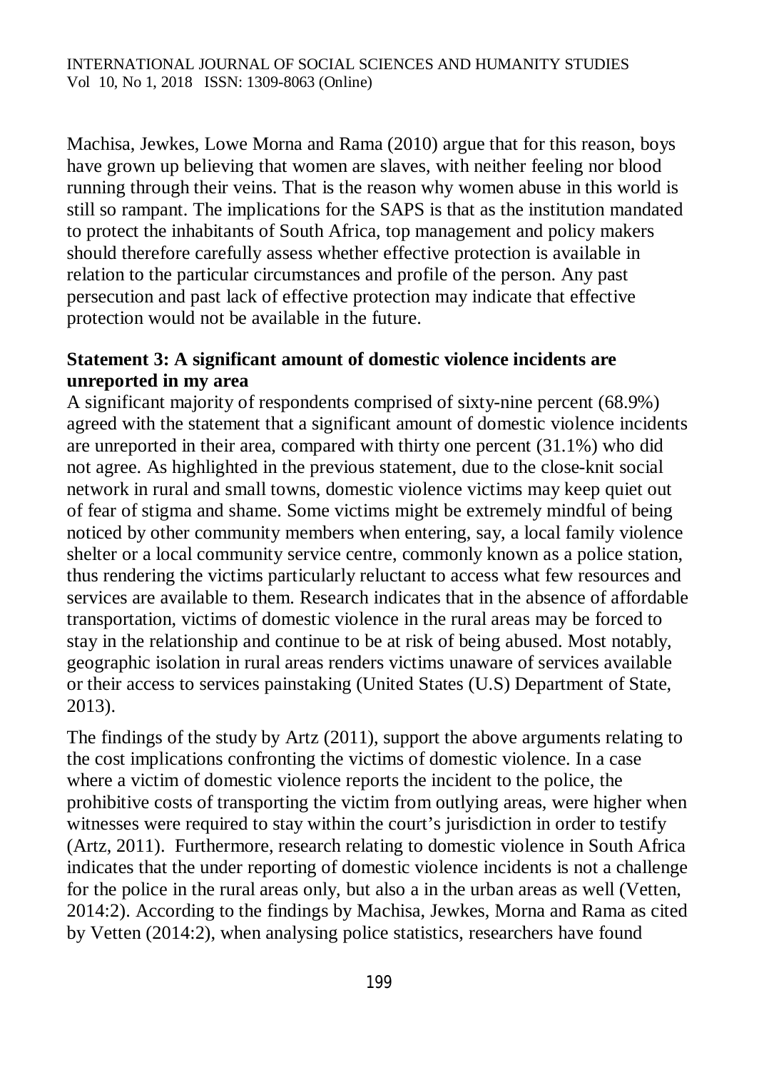Machisa, Jewkes, Lowe Morna and Rama (2010) argue that for this reason, boys have grown up believing that women are slaves, with neither feeling nor blood running through their veins. That is the reason why women abuse in this world is still so rampant. The implications for the SAPS is that as the institution mandated to protect the inhabitants of South Africa, top management and policy makers should therefore carefully assess whether effective protection is available in relation to the particular circumstances and profile of the person. Any past persecution and past lack of effective protection may indicate that effective protection would not be available in the future.

**Statement 3: A significant amount of domestic violence incidents are unreported in my area**

A significant majority of respondents comprised of sixty-nine percent (68.9%) agreed with the statement that a significant amount of domestic violence incidents are unreported in their area, compared with thirty one percent (31.1%) who did not agree. As highlighted in the previous statement, due to the close-knit social network in rural and small towns, domestic violence victims may keep quiet out of fear of stigma and shame. Some victims might be extremely mindful of being noticed by other community members when entering, say, a local family violence shelter or a local community service centre, commonly known as a police station, thus rendering the victims particularly reluctant to access what few resources and services are available to them. Research indicates that in the absence of affordable transportation, victims of domestic violence in the rural areas may be forced to stay in the relationship and continue to be at risk of being abused. Most notably, geographic isolation in rural areas renders victims unaware of services available or their access to services painstaking (United States (U.S) Department of State, 2013).

The findings of the study by Artz (2011), support the above arguments relating to the cost implications confronting the victims of domestic violence. In a case where a victim of domestic violence reports the incident to the police, the prohibitive costs of transporting the victim from outlying areas, were higher when witnesses were required to stay within the court's jurisdiction in order to testify (Artz, 2011). Furthermore, research relating to domestic violence in South Africa indicates that the under reporting of domestic violence incidents is not a challenge for the police in the rural areas only, but also a in the urban areas as well (Vetten, 2014:2). According to the findings by Machisa, Jewkes, Morna and Rama as cited by Vetten (2014:2), when analysing police statistics, researchers have found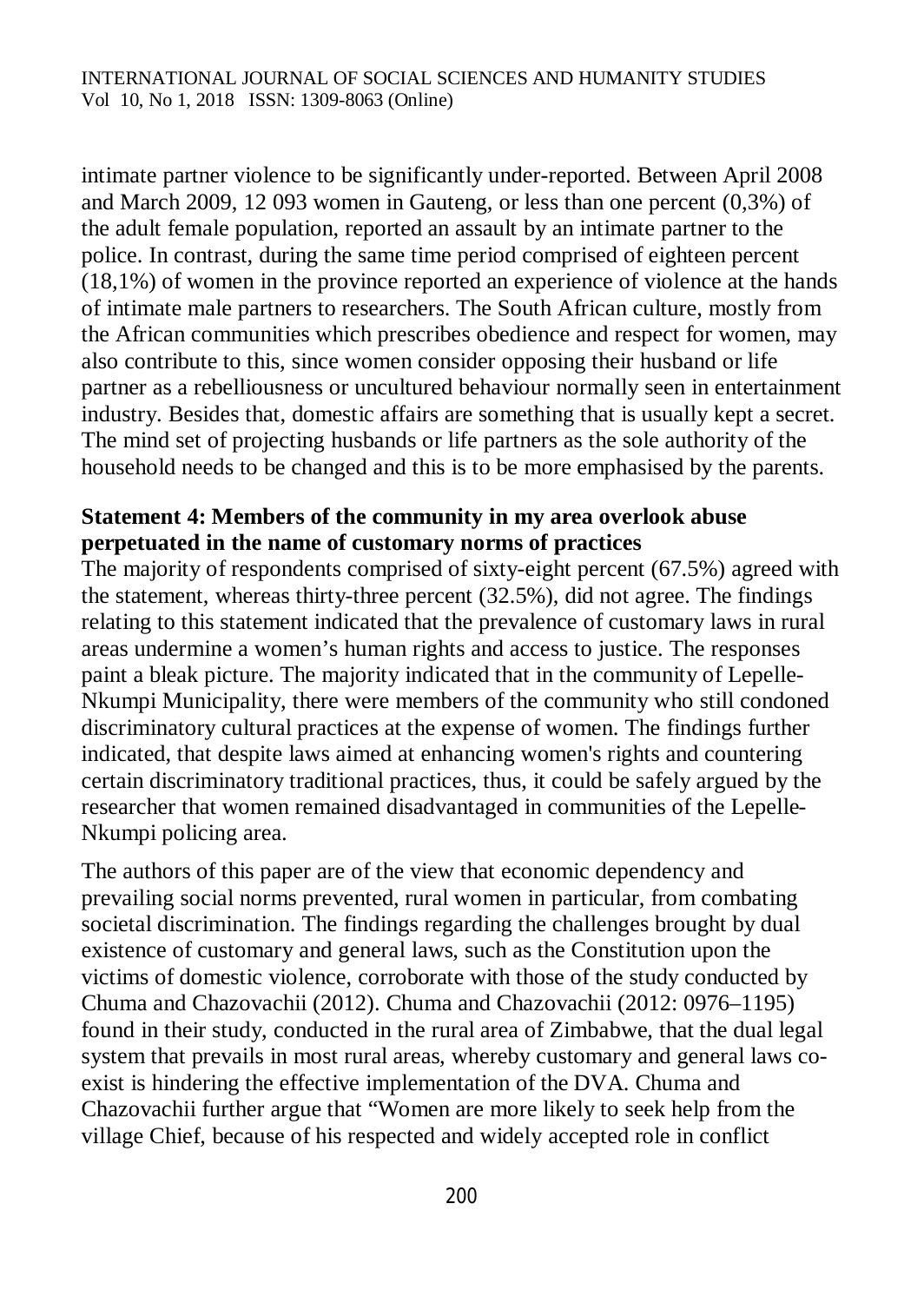intimate partner violence to be significantly under-reported. Between April 2008 and March 2009, 12 093 women in Gauteng, or less than one percent (0,3%) of the adult female population, reported an assault by an intimate partner to the police. In contrast, during the same time period comprised of eighteen percent (18,1%) of women in the province reported an experience of violence at the hands of intimate male partners to researchers. The South African culture, mostly from the African communities which prescribes obedience and respect for women, may also contribute to this, since women consider opposing their husband or life partner as a rebelliousness or uncultured behaviour normally seen in entertainment industry. Besides that, domestic affairs are something that is usually kept a secret. The mind set of projecting husbands or life partners as the sole authority of the household needs to be changed and this is to be more emphasised by the parents.

**Statement 4: Members of the community in my area overlook abuse perpetuated in the name of customary norms of practices**

The majority of respondents comprised of sixty-eight percent (67.5%) agreed with the statement, whereas thirty-three percent (32.5%), did not agree. The findings relating to this statement indicated that the prevalence of customary laws in rural areas undermine a women's human rights and access to justice. The responses paint a bleak picture. The majority indicated that in the community of Lepelle-Nkumpi Municipality, there were members of the community who still condoned discriminatory cultural practices at the expense of women. The findings further indicated, that despite laws aimed at enhancing women's rights and countering certain discriminatory traditional practices, thus, it could be safely argued by the researcher that women remained disadvantaged in communities of the Lepelle-Nkumpi policing area.

The authors of this paper are of the view that economic dependency and prevailing social norms prevented, rural women in particular, from combating societal discrimination. The findings regarding the challenges brought by dual existence of customary and general laws, such as the Constitution upon the victims of domestic violence, corroborate with those of the study conducted by Chuma and Chazovachii (2012). Chuma and Chazovachii (2012: 0976–1195) found in their study, conducted in the rural area of Zimbabwe, that the dual legal system that prevails in most rural areas, whereby customary and general laws co-exist is hindering the effective implementation of the DVA. Chuma and Chazovachii further argue that "Women are more likely to seek help from the village Chief, because of his respected and widely accepted role in conflict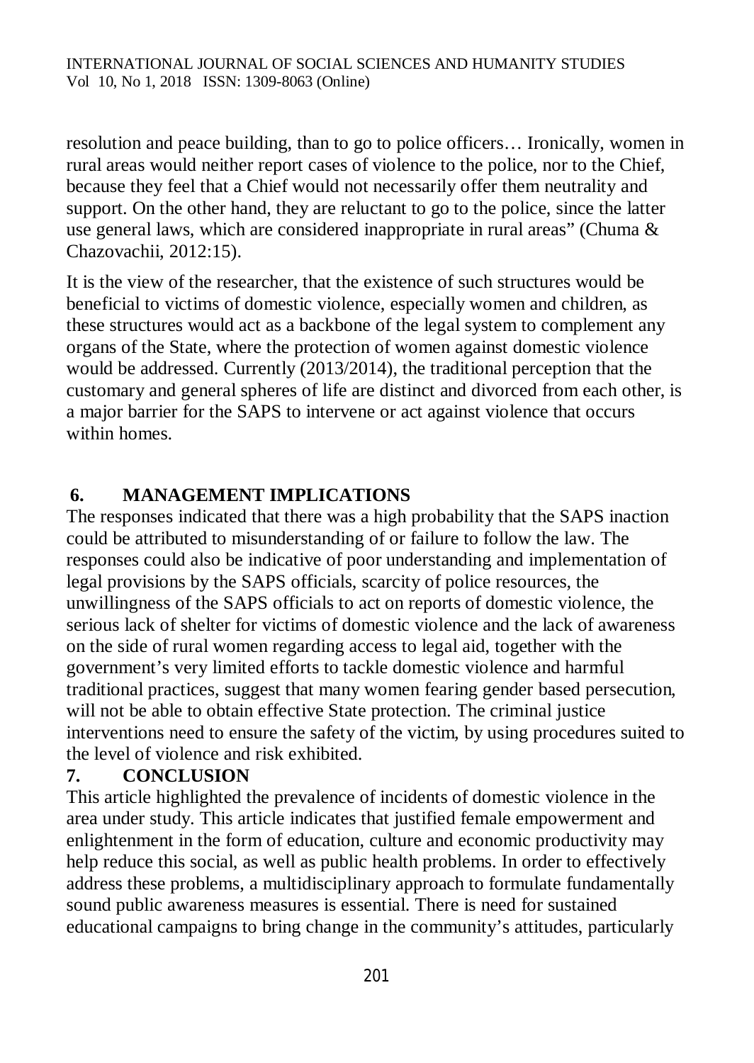resolution and peace building, than to go to police officers… Ironically, women in rural areas would neither report cases of violence to the police, nor to the Chief, because they feel that a Chief would not necessarily offer them neutrality and support. On the other hand, they are reluctant to go to the police, since the latter use general laws, which are considered inappropriate in rural areas" (Chuma & Chazovachii, 2012:15).

It is the view of the researcher, that the existence of such structures would be beneficial to victims of domestic violence, especially women and children, as these structures would act as a backbone of the legal system to complement any organs of the State, where the protection of women against domestic violence would be addressed. Currently (2013/2014), the traditional perception that the customary and general spheres of life are distinct and divorced from each other, is a major barrier for the SAPS to intervene or act against violence that occurs within homes.

## 6. MANAGEMENT IMPLICATIONS

The responses indicated that there was a high probability that the SAPS inaction could be attributed to misunderstanding of or failure to follow the law. The responses could also be indicative of poor understanding and implementation of legal provisions by the SAPS officials, scarcity of police resources, the unwillingness of the SAPS officials to act on reports of domestic violence, the serious lack of shelter for victims of domestic violence and the lack of awareness on the side of rural women regarding access to legal aid, together with the government's very limited efforts to tackle domestic violence and harmful traditional practices, suggest that many women fearing gender based persecution, will not be able to obtain effective State protection. The criminal justice interventions need to ensure the safety of the victim, by using procedures suited to the level of violence and risk exhibited.

## 7. CONCLUSION

This article highlighted the prevalence of incidents of domestic violence in the area under study. This article indicates that justified female empowerment and enlightenment in the form of education, culture and economic productivity may help reduce this social, as well as public health problems. In order to effectively address these problems, a multidisciplinary approach to formulate fundamentally sound public awareness measures is essential. There is need for sustained educational campaigns to bring change in the community's attitudes, particularly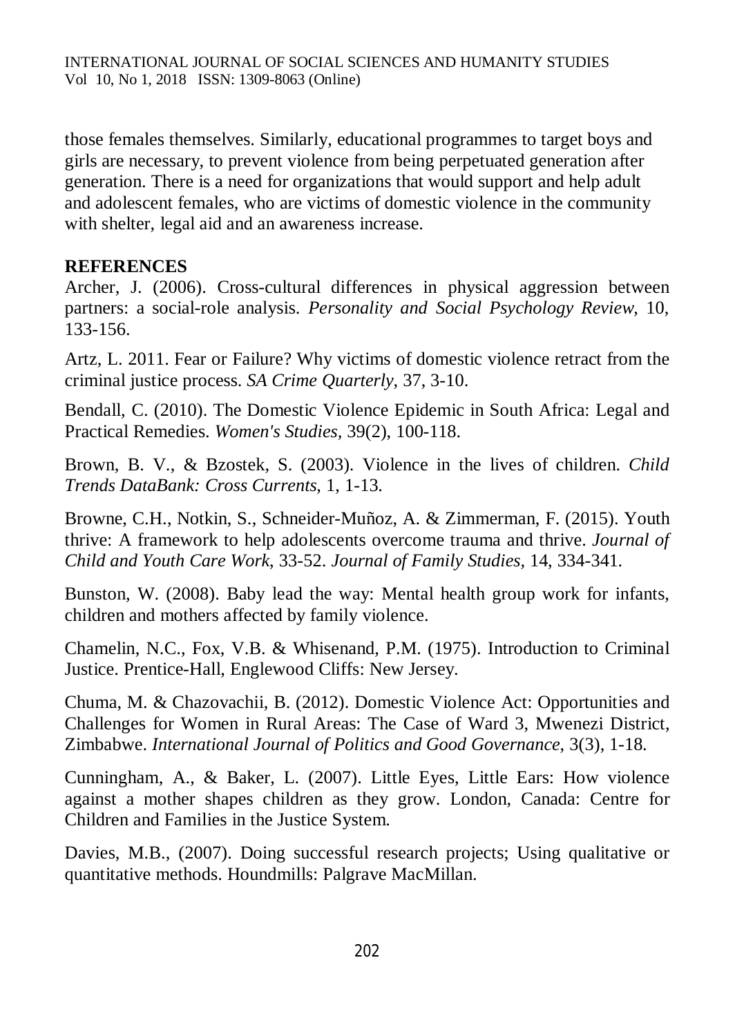those females themselves. Similarly, educational programmes to target boys and girls are necessary, to prevent violence from being perpetuated generation after generation. There is a need for organizations that would support and help adult and adolescent females, who are victims of domestic violence in the community with shelter, legal aid and an awareness increase.

## REFERENCES

Archer, J. (2006). Cross-cultural differences in physical aggression between partners: a social-role analysis. *Personality and Social Psychology Review*, 10, 133-156.

Artz, L. 2011. Fear or Failure? Why victims of domestic violence retract from the criminal justice process. *SA Crime Quarterly*, 37, 3-10.

Bendall, C. (2010). The Domestic Violence Epidemic in South Africa: Legal and Practical Remedies. *Women's Studies*, 39(2), 100-118.

Brown, B. V., & Bzostek, S. (2003). Violence in the lives of children. *Child Trends DataBank: Cross Currents*, 1, 1-13.

Browne, C.H., Notkin, S., Schneider-Muñoz, A. & Zimmerman, F. (2015). Youth thrive: A framework to help adolescents overcome trauma and thrive. *Journal of Child and Youth Care Work*, 33-52. *Journal of Family Studies*, 14, 334-341.

Bunston, W. (2008). Baby lead the way: Mental health group work for infants, children and mothers affected by family violence.

Chamelin, N.C., Fox, V.B. & Whisenand, P.M. (1975). Introduction to Criminal Justice. Prentice-Hall, Englewood Cliffs: New Jersey.

Chuma, M. & Chazovachii, B. (2012). Domestic Violence Act: Opportunities and Challenges for Women in Rural Areas: The Case of Ward 3, Mwenezi District, Zimbabwe. *International Journal of Politics and Good Governance*, 3(3), 1-18.

Cunningham, A., & Baker, L. (2007). Little Eyes, Little Ears: How violence against a mother shapes children as they grow. London, Canada: Centre for Children and Families in the Justice System.

Davies, M.B., (2007). Doing successful research projects; Using qualitative or quantitative methods. Houndmills: Palgrave MacMillan.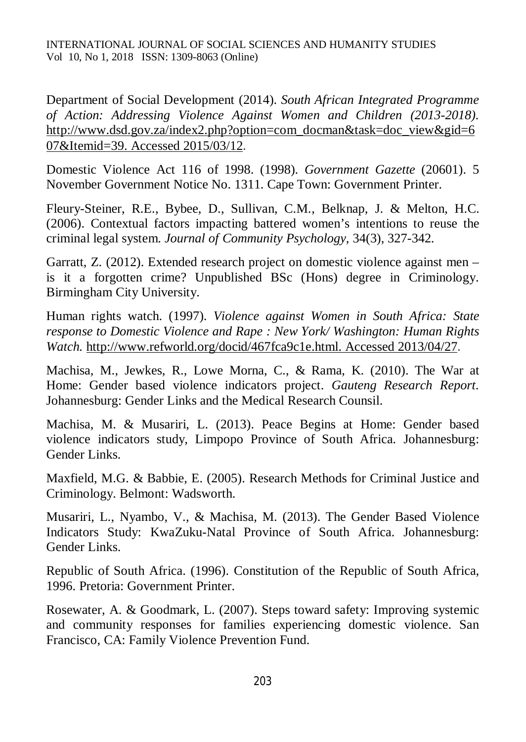Department of Social Development (2014). *South African Integrated Programme of Action: Addressing Violence Against Women and Children (2013-2018).* http://www.dsd.gov.za/index2.php?option=com_docman&task=doc_view&gid=607&Itemid=39. Accessed 2015/03/12.

Domestic Violence Act 116 of 1998. (1998). *Government Gazette* (20601). 5 November Government Notice No. 1311. Cape Town: Government Printer.

Fleury-Steiner, R.E., Bybee, D., Sullivan, C.M., Belknap, J. & Melton, H.C. (2006). Contextual factors impacting battered women's intentions to reuse the criminal legal system. *Journal of Community Psychology*, 34(3), 327-342.

Garratt, Z. (2012). Extended research project on domestic violence against men – is it a forgotten crime? Unpublished BSc (Hons) degree in Criminology. Birmingham City University.

Human rights watch. (1997). *Violence against Women in South Africa: State response to Domestic Violence and Rape : New York/ Washington: Human Rights Watch.* http://www.refworld.org/docid/467fca9c1e.html. Accessed 2013/04/27.

Machisa, M., Jewkes, R., Lowe Morna, C., & Rama, K. (2010). The War at Home: Gender based violence indicators project. *Gauteng Research Report*. Johannesburg: Gender Links and the Medical Research Counsil.

Machisa, M. & Musariri, L. (2013). Peace Begins at Home: Gender based violence indicators study, Limpopo Province of South Africa. Johannesburg: Gender Links.

Maxfield, M.G. & Babbie, E. (2005). Research Methods for Criminal Justice and Criminology. Belmont: Wadsworth.

Musariri, L., Nyambo, V., & Machisa, M. (2013). The Gender Based Violence Indicators Study: KwaZuku-Natal Province of South Africa. Johannesburg: Gender Links.

Republic of South Africa. (1996). Constitution of the Republic of South Africa, 1996. Pretoria: Government Printer.

Rosewater, A. & Goodmark, L. (2007). Steps toward safety: Improving systemic and community responses for families experiencing domestic violence. San Francisco, CA: Family Violence Prevention Fund.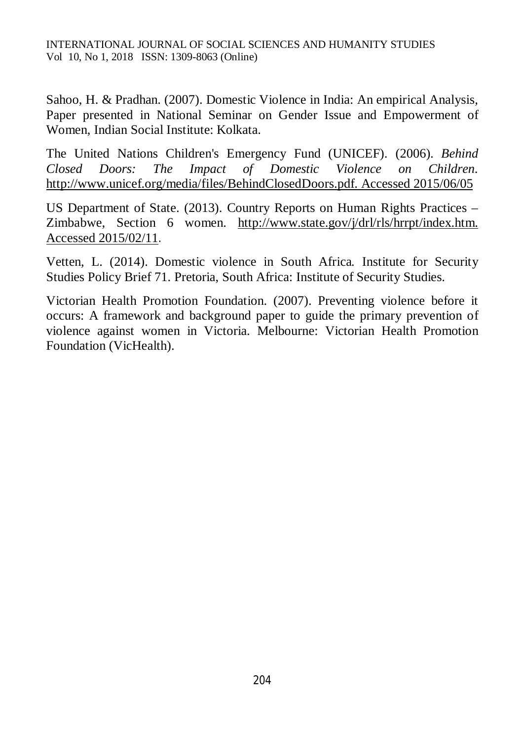Sahoo, H. & Pradhan. (2007). Domestic Violence in India: An empirical Analysis, Paper presented in National Seminar on Gender Issue and Empowerment of Women, Indian Social Institute: Kolkata.

The United Nations Children's Emergency Fund (UNICEF). (2006). *Behind Closed Doors: The Impact of Domestic Violence on Children*. http://www.unicef.org/media/files/BehindClosedDoors.pdf. Accessed 2015/06/05

US Department of State. (2013). Country Reports on Human Rights Practices – Zimbabwe, Section 6 women. http://www.state.gov/j/drl/rls/hrrpt/index.htm. Accessed 2015/02/11.

Vetten, L. (2014). Domestic violence in South Africa. Institute for Security Studies Policy Brief 71. Pretoria, South Africa: Institute of Security Studies.

Victorian Health Promotion Foundation. (2007). Preventing violence before it occurs: A framework and background paper to guide the primary prevention of violence against women in Victoria. Melbourne: Victorian Health Promotion Foundation (VicHealth).